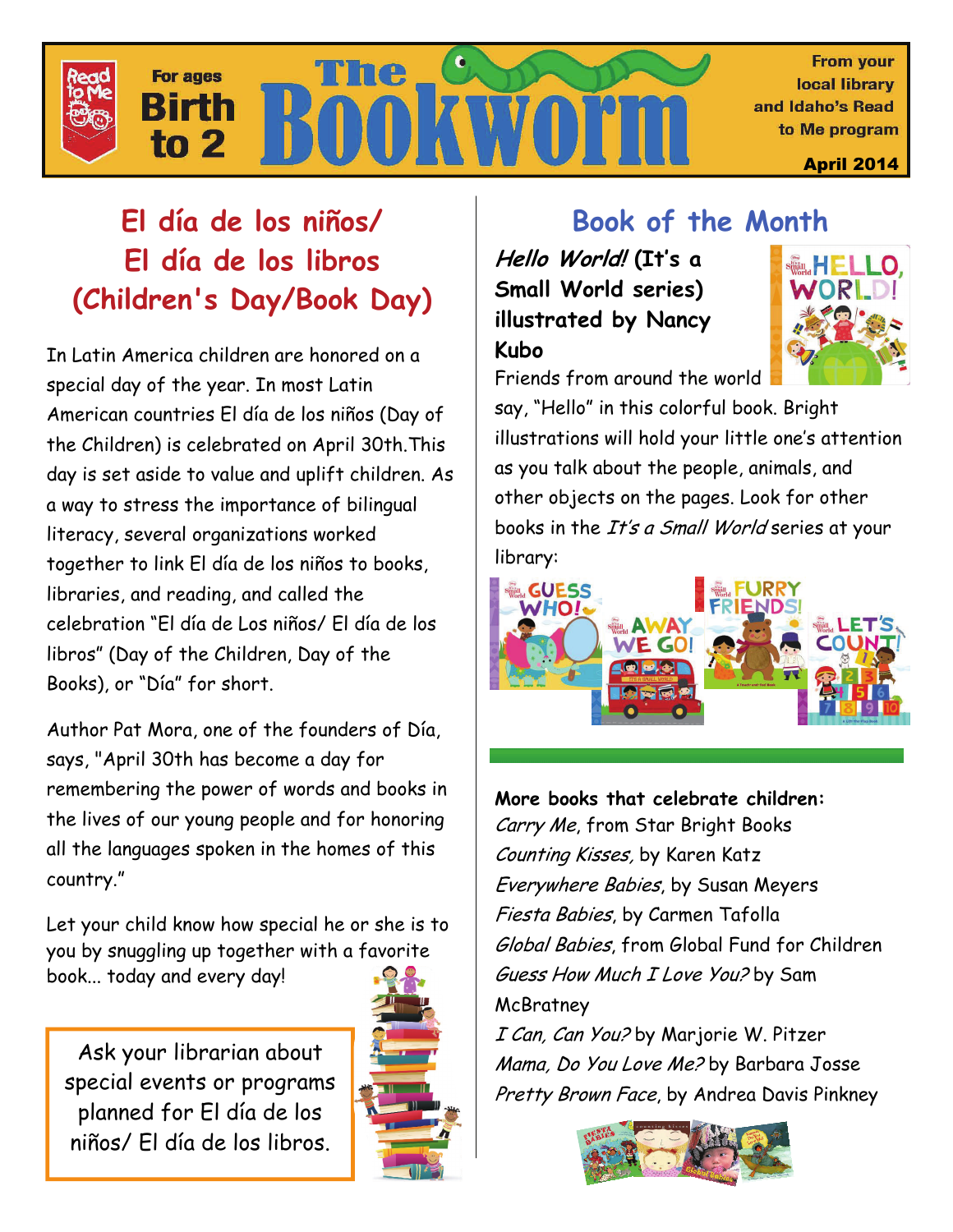# The Bookworm

For ages Birth to 2

From your local library and Idaho's Read to Me program

April 2014

## El día de los niños/ El día de los libros (Children's Day/Book Day)

In Latin America children are honored on a special day of the year. In most Latin American countries El día de los niños (Day of the Children) is celebrated on April 30th. This day is set aside to value and uplift children. As a way to stress the importance of bilingual literacy, several organizations worked together to link El día de los niños to books, libraries, and reading, and called the celebration "El día de Los niños/ El día de los libros" (Day of the Children, Day of the Books), or "Día" for short.

Author Pat Mora, one of the founders of Día, says, "April 30th has become a day for remembering the power of words and books in the lives of our young people and for honoring all the languages spoken in the homes of this country."

Let your child know how special he or she is to you by snuggling up together with a favorite book... today and every day!

Ask your librarian about special events or programs planned for El día de los niños/ El día de los libros.

## Book of the Month

***Hello World!* (It's a Small World series) illustrated by Nancy Kubo**

Friends from around the world say, "Hello" in this colorful book. Bright illustrations will hold your little one's attention as you talk about the people, animals, and other objects on the pages. Look for other books in the *It's a Small World* series at your library:

**More books that celebrate children:**

*Carry Me*, from Star Bright Books
*Counting Kisses,* by Karen Katz
*Everywhere Babies*, by Susan Meyers
*Fiesta Babies*, by Carmen Tafolla
*Global Babies*, from Global Fund for Children
*Guess How Much I Love You?* by Sam McBratney
*I Can, Can You?* by Marjorie W. Pitzer
*Mama, Do You Love Me?* by Barbara Josse
*Pretty Brown Face*, by Andrea Davis Pinkney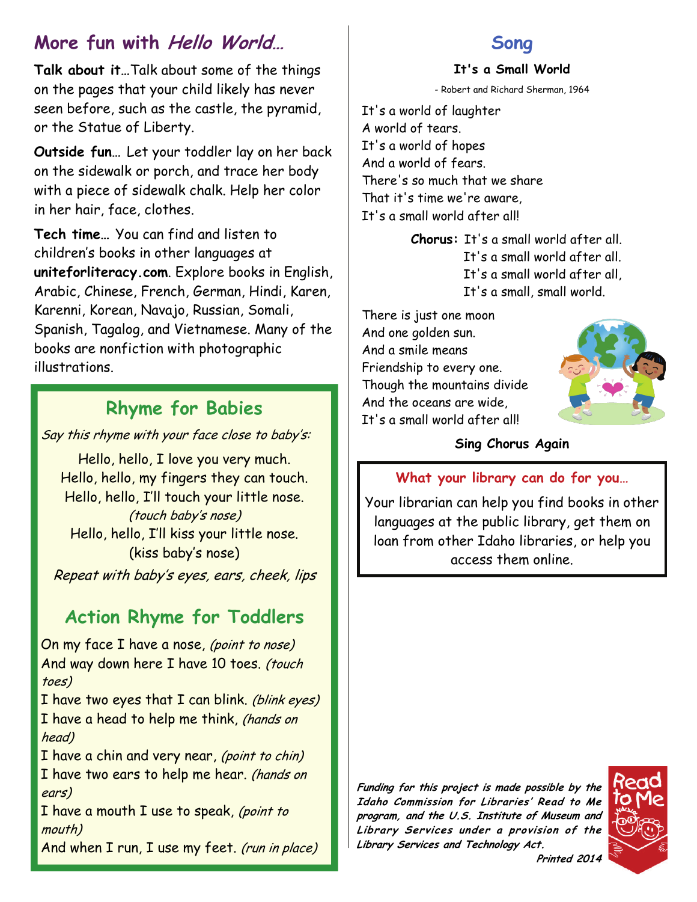## More fun with *Hello World…*

**Talk about it**…Talk about some of the things on the pages that your child likely has never seen before, such as the castle, the pyramid, or the Statue of Liberty.

**Outside fun**… Let your toddler lay on her back on the sidewalk or porch, and trace her body with a piece of sidewalk chalk. Help her color in her hair, face, clothes.

**Tech time**… You can find and listen to children's books in other languages at **uniteforliteracy.com**. Explore books in English, Arabic, Chinese, French, German, Hindi, Karen, Karenni, Korean, Navajo, Russian, Somali, Spanish, Tagalog, and Vietnamese. Many of the books are nonfiction with photographic illustrations.

## Rhyme for Babies

*Say this rhyme with your face close to baby's:*

Hello, hello, I love you very much.
Hello, hello, my fingers they can touch.
Hello, hello, I'll touch your little nose.
*(touch baby's nose)*
Hello, hello, I'll kiss your little nose.
(kiss baby's nose)

*Repeat with baby's eyes, ears, cheek, lips*

## Action Rhyme for Toddlers

On my face I have a nose, *(point to nose)*
And way down here I have 10 toes. *(touch toes)*
I have two eyes that I can blink. *(blink eyes)*
I have a head to help me think, *(hands on head)*
I have a chin and very near, *(point to chin)*
I have two ears to help me hear. *(hands on ears)*
I have a mouth I use to speak, *(point to mouth)*
And when I run, I use my feet. *(run in place)*

## Song

**It's a Small World**

- Robert and Richard Sherman, 1964

It's a world of laughter
A world of tears.
It's a world of hopes
And a world of fears.
There's so much that we share
That it's time we're aware,
It's a small world after all!

**Chorus:** It's a small world after all.
It's a small world after all.
It's a small world after all,
It's a small, small world.

There is just one moon
And one golden sun.
And a smile means
Friendship to every one.
Though the mountains divide
And the oceans are wide,
It's a small world after all!

**Sing Chorus Again**

### What your library can do for you…

Your librarian can help you find books in other languages at the public library, get them on loan from other Idaho libraries, or help you access them online.

***Funding for this project is made possible by the Idaho Commission for Libraries' Read to Me program, and the U.S. Institute of Museum and Library Services under a provision of the Library Services and Technology Act.***

***Printed 2014***

Read to Me